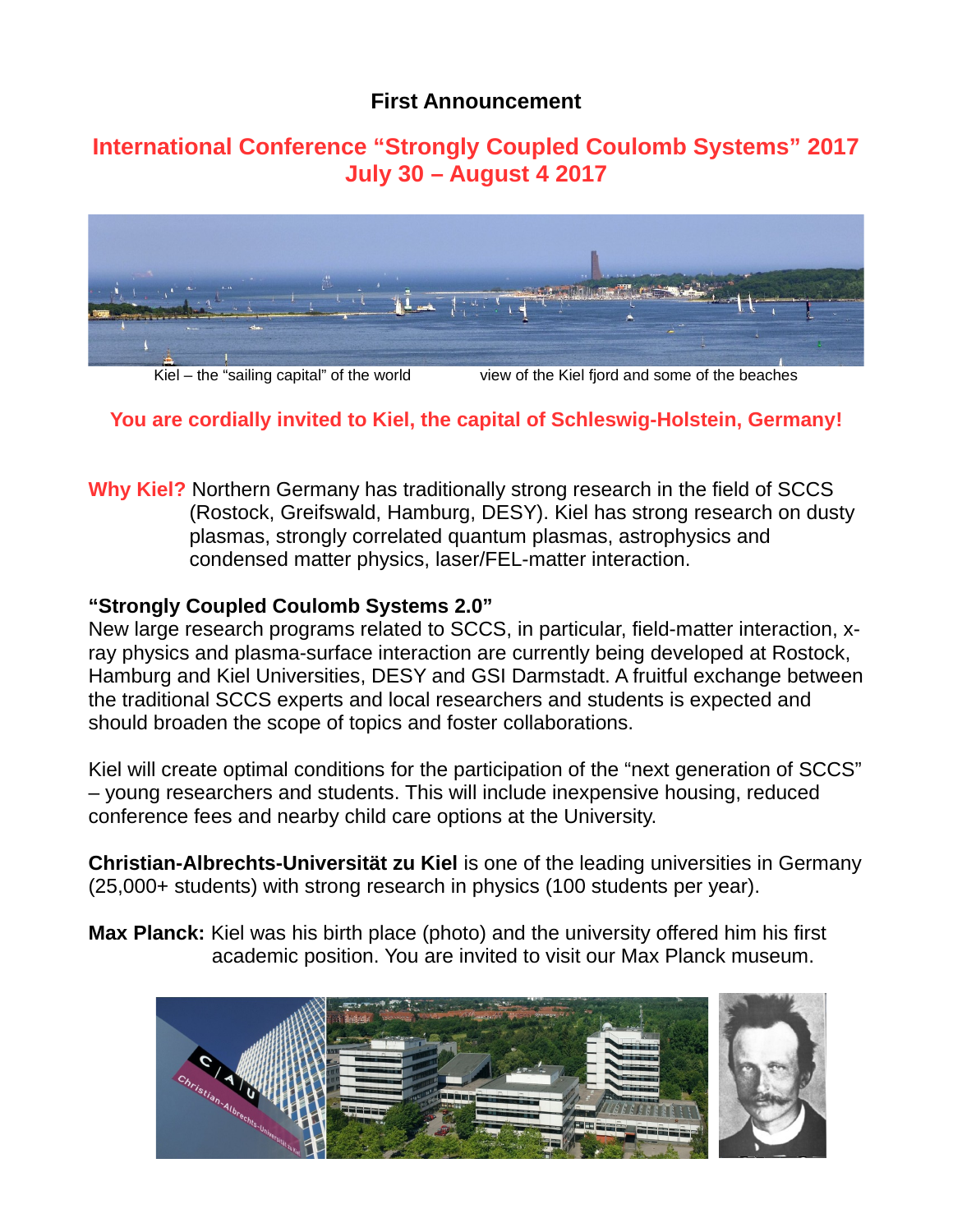# First Announcement

## International Conference “Strongly Coupled Coulomb Systems” 2017
## July 30 – August 4 2017

Kiel – the “sailing capital” of the world view of the Kiel fjord and some of the beaches

**You are cordially invited to Kiel, the capital of Schleswig-Holstein, Germany!**

**Why Kiel?** Northern Germany has traditionally strong research in the field of SCCS (Rostock, Greifswald, Hamburg, DESY). Kiel has strong research on dusty plasmas, strongly correlated quantum plasmas, astrophysics and condensed matter physics, laser/FEL-matter interaction.

**“Strongly Coupled Coulomb Systems 2.0”**

New large research programs related to SCCS, in particular, field-matter interaction, x-ray physics and plasma-surface interaction are currently being developed at Rostock, Hamburg and Kiel Universities, DESY and GSI Darmstadt. A fruitful exchange between the traditional SCCS experts and local researchers and students is expected and should broaden the scope of topics and foster collaborations.

Kiel will create optimal conditions for the participation of the “next generation of SCCS” – young researchers and students. This will include inexpensive housing, reduced conference fees and nearby child care options at the University.

**Christian-Albrechts-Universität zu Kiel** is one of the leading universities in Germany (25,000+ students) with strong research in physics (100 students per year).

**Max Planck:** Kiel was his birth place (photo) and the university offered him his first academic position. You are invited to visit our Max Planck museum.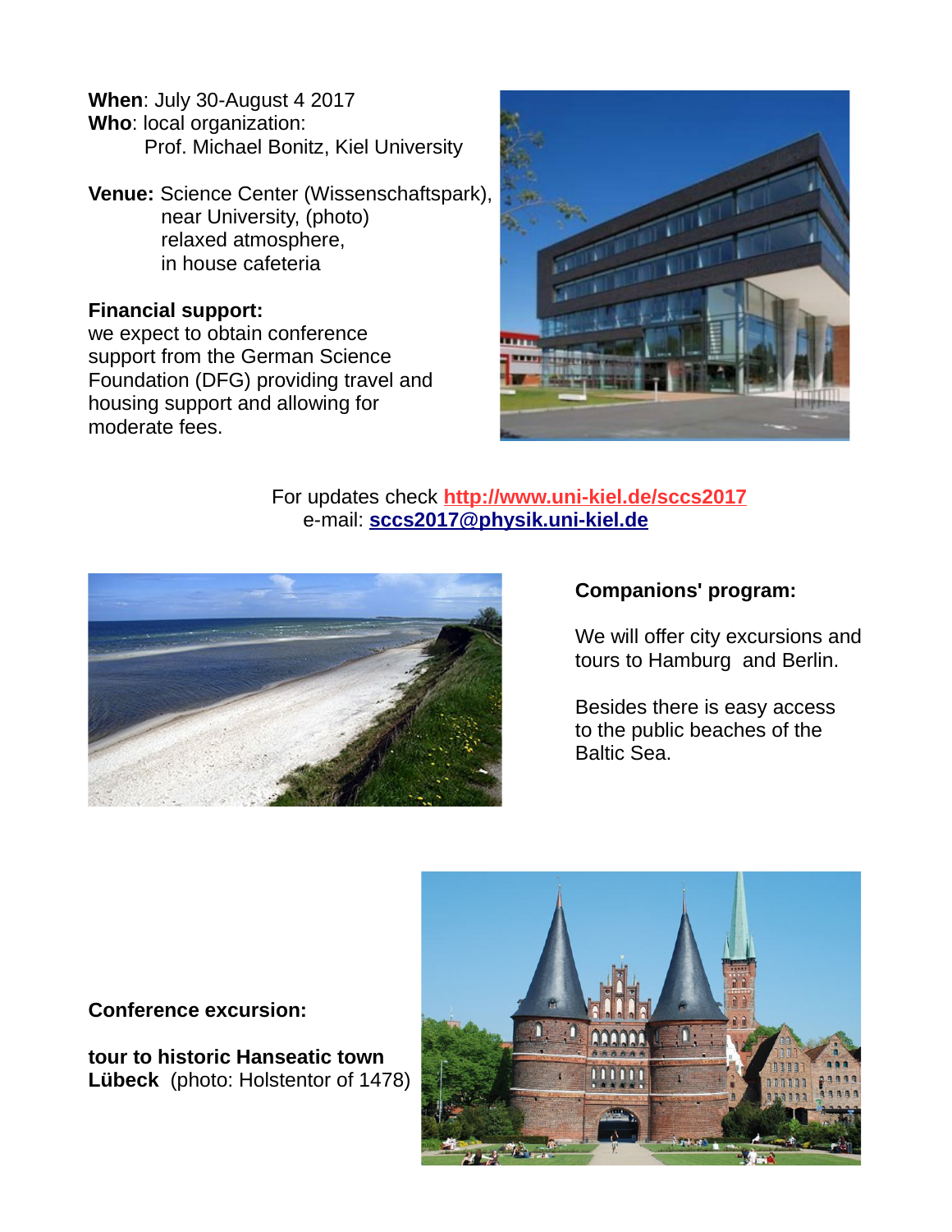**When**: July 30-August 4 2017
**Who**: local organization:
Prof. Michael Bonitz, Kiel University

**Venue:** Science Center (Wissenschaftspark),
near University, (photo)
relaxed atmosphere,
in house cafeteria

**Financial support:**
we expect to obtain conference support from the German Science Foundation (DFG) providing travel and housing support and allowing for moderate fees.

For updates check **http://www.uni-kiel.de/sccs2017**
e-mail: **sccs2017@physik.uni-kiel.de**

**Companions' program:**

We will offer city excursions and tours to Hamburg and Berlin.

Besides there is easy access to the public beaches of the Baltic Sea.

**Conference excursion:**

**tour to historic Hanseatic town Lübeck** (photo: Holstentor of 1478)